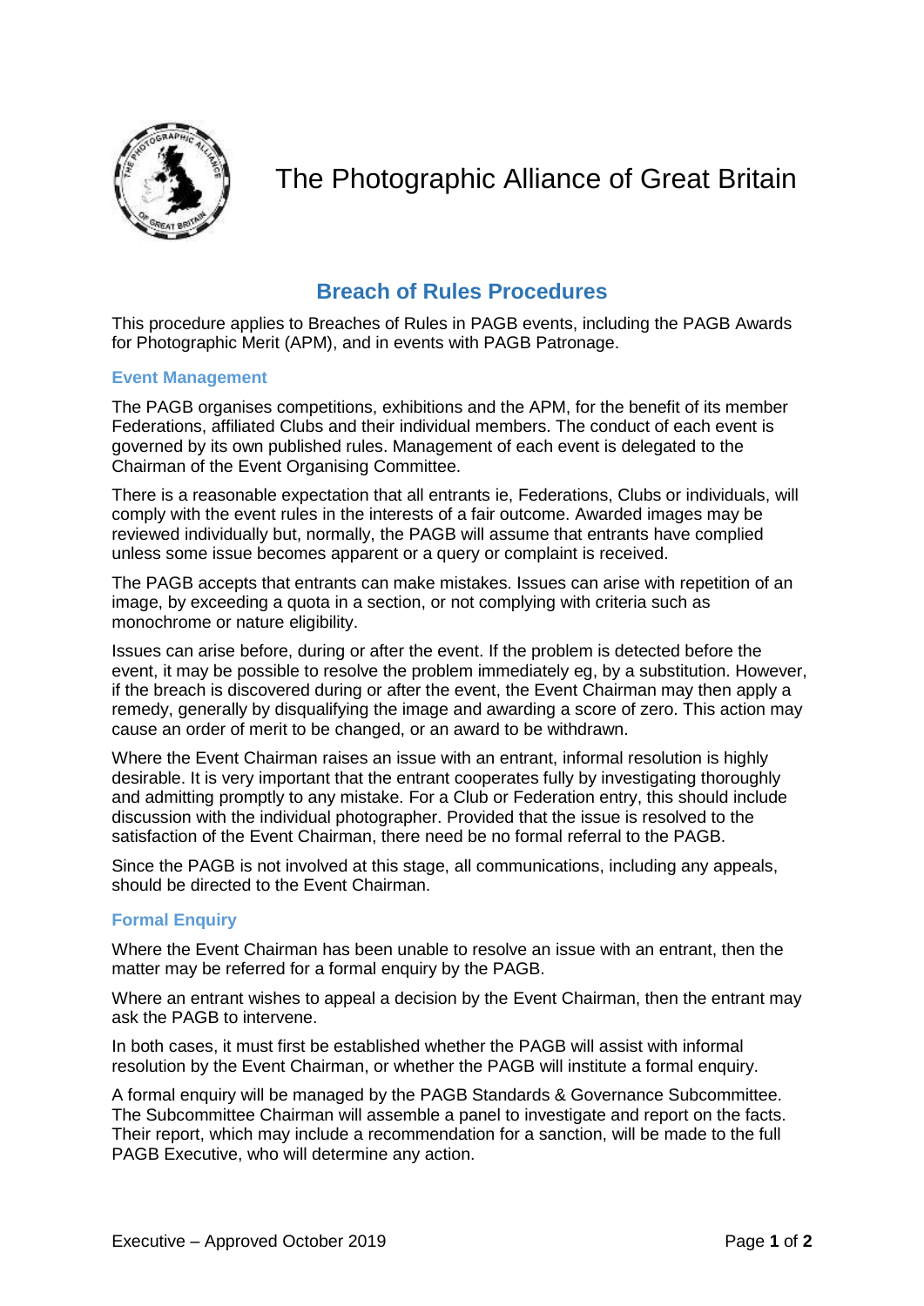# The Photographic Alliance of Great Britain

## Breach of Rules Procedures

This procedure applies to Breaches of Rules in PAGB events, including the PAGB Awards for Photographic Merit (APM), and in events with PAGB Patronage.

### Event Management

The PAGB organises competitions, exhibitions and the APM, for the benefit of its member Federations, affiliated Clubs and their individual members. The conduct of each event is governed by its own published rules. Management of each event is delegated to the Chairman of the Event Organising Committee.

There is a reasonable expectation that all entrants ie, Federations, Clubs or individuals, will comply with the event rules in the interests of a fair outcome. Awarded images may be reviewed individually but, normally, the PAGB will assume that entrants have complied unless some issue becomes apparent or a query or complaint is received.

The PAGB accepts that entrants can make mistakes. Issues can arise with repetition of an image, by exceeding a quota in a section, or not complying with criteria such as monochrome or nature eligibility.

Issues can arise before, during or after the event. If the problem is detected before the event, it may be possible to resolve the problem immediately eg, by a substitution. However, if the breach is discovered during or after the event, the Event Chairman may then apply a remedy, generally by disqualifying the image and awarding a score of zero. This action may cause an order of merit to be changed, or an award to be withdrawn.

Where the Event Chairman raises an issue with an entrant, informal resolution is highly desirable. It is very important that the entrant cooperates fully by investigating thoroughly and admitting promptly to any mistake. For a Club or Federation entry, this should include discussion with the individual photographer. Provided that the issue is resolved to the satisfaction of the Event Chairman, there need be no formal referral to the PAGB.

Since the PAGB is not involved at this stage, all communications, including any appeals, should be directed to the Event Chairman.

### Formal Enquiry

Where the Event Chairman has been unable to resolve an issue with an entrant, then the matter may be referred for a formal enquiry by the PAGB.

Where an entrant wishes to appeal a decision by the Event Chairman, then the entrant may ask the PAGB to intervene.

In both cases, it must first be established whether the PAGB will assist with informal resolution by the Event Chairman, or whether the PAGB will institute a formal enquiry.

A formal enquiry will be managed by the PAGB Standards & Governance Subcommittee. The Subcommittee Chairman will assemble a panel to investigate and report on the facts. Their report, which may include a recommendation for a sanction, will be made to the full PAGB Executive, who will determine any action.

Executive – Approved October 2019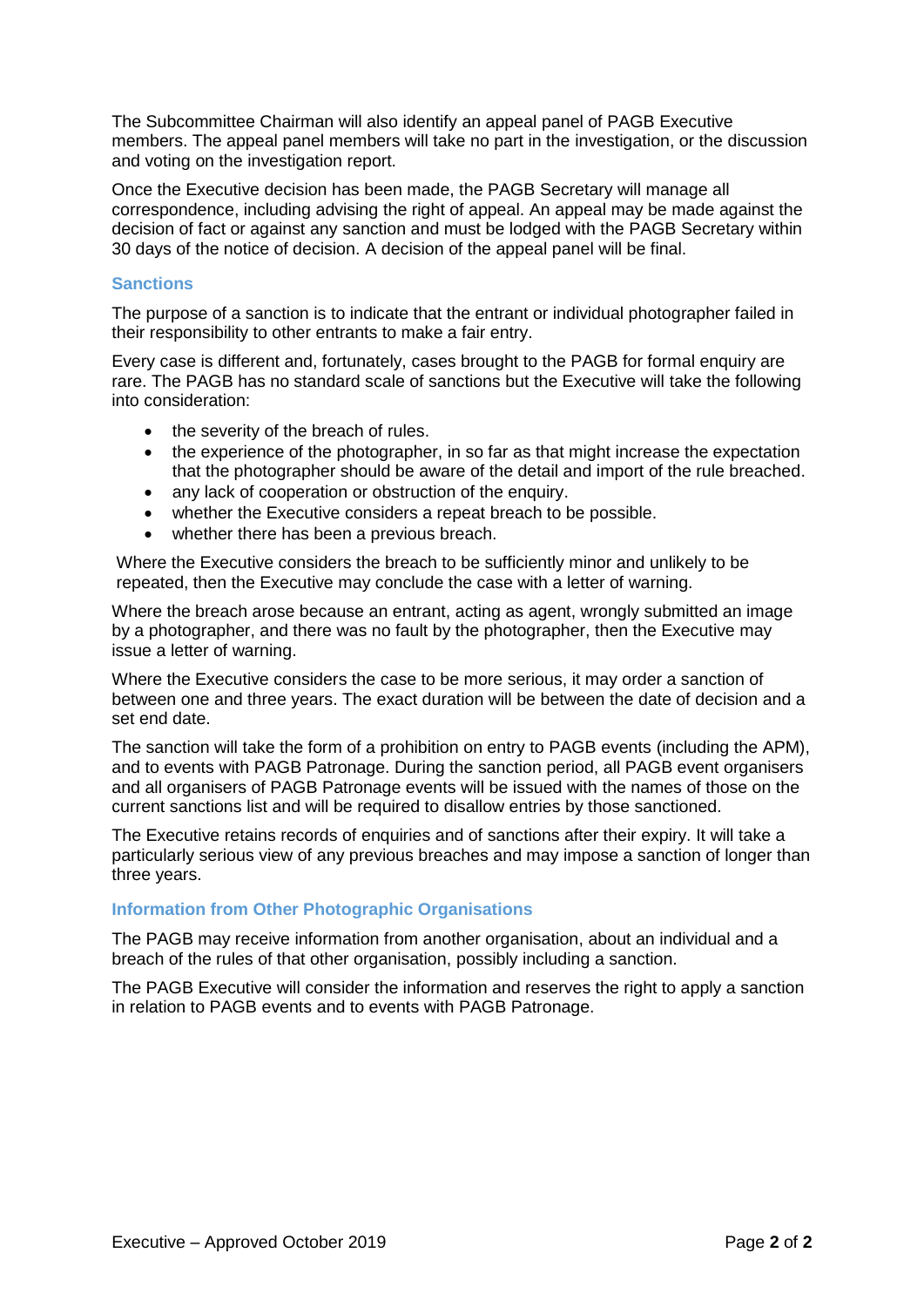The Subcommittee Chairman will also identify an appeal panel of PAGB Executive members. The appeal panel members will take no part in the investigation, or the discussion and voting on the investigation report.

Once the Executive decision has been made, the PAGB Secretary will manage all correspondence, including advising the right of appeal. An appeal may be made against the decision of fact or against any sanction and must be lodged with the PAGB Secretary within 30 days of the notice of decision. A decision of the appeal panel will be final.

## Sanctions

The purpose of a sanction is to indicate that the entrant or individual photographer failed in their responsibility to other entrants to make a fair entry.

Every case is different and, fortunately, cases brought to the PAGB for formal enquiry are rare. The PAGB has no standard scale of sanctions but the Executive will take the following into consideration:

- the severity of the breach of rules.
- the experience of the photographer, in so far as that might increase the expectation that the photographer should be aware of the detail and import of the rule breached.
- any lack of cooperation or obstruction of the enquiry.
- whether the Executive considers a repeat breach to be possible.
- whether there has been a previous breach.

Where the Executive considers the breach to be sufficiently minor and unlikely to be repeated, then the Executive may conclude the case with a letter of warning.

Where the breach arose because an entrant, acting as agent, wrongly submitted an image by a photographer, and there was no fault by the photographer, then the Executive may issue a letter of warning.

Where the Executive considers the case to be more serious, it may order a sanction of between one and three years. The exact duration will be between the date of decision and a set end date.

The sanction will take the form of a prohibition on entry to PAGB events (including the APM), and to events with PAGB Patronage. During the sanction period, all PAGB event organisers and all organisers of PAGB Patronage events will be issued with the names of those on the current sanctions list and will be required to disallow entries by those sanctioned.

The Executive retains records of enquiries and of sanctions after their expiry. It will take a particularly serious view of any previous breaches and may impose a sanction of longer than three years.

## Information from Other Photographic Organisations

The PAGB may receive information from another organisation, about an individual and a breach of the rules of that other organisation, possibly including a sanction.

The PAGB Executive will consider the information and reserves the right to apply a sanction in relation to PAGB events and to events with PAGB Patronage.

Executive – Approved October 2019